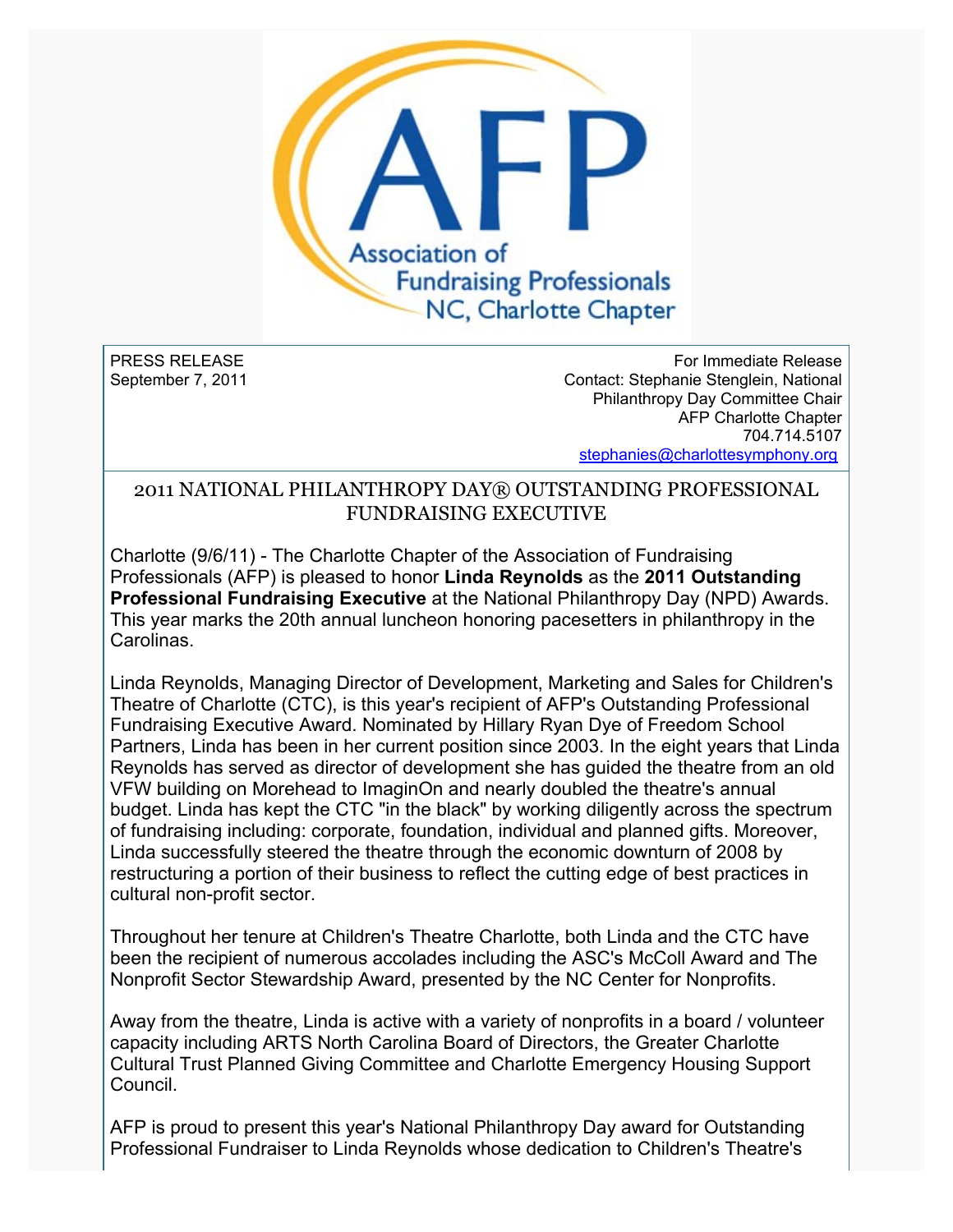Association of Fundraising Professionals NC, Charlotte Chapter

PRESS RELEASE
September 7, 2011

For Immediate Release
Contact: Stephanie Stenglein, National Philanthropy Day Committee Chair
AFP Charlotte Chapter
704.714.5107
stephanies@charlottesymphony.org

## 2011 NATIONAL PHILANTHROPY DAY® OUTSTANDING PROFESSIONAL FUNDRAISING EXECUTIVE

Charlotte (9/6/11) - The Charlotte Chapter of the Association of Fundraising Professionals (AFP) is pleased to honor **Linda Reynolds** as the **2011 Outstanding Professional Fundraising Executive** at the National Philanthropy Day (NPD) Awards. This year marks the 20th annual luncheon honoring pacesetters in philanthropy in the Carolinas.

Linda Reynolds, Managing Director of Development, Marketing and Sales for Children's Theatre of Charlotte (CTC), is this year's recipient of AFP's Outstanding Professional Fundraising Executive Award. Nominated by Hillary Ryan Dye of Freedom School Partners, Linda has been in her current position since 2003. In the eight years that Linda Reynolds has served as director of development she has guided the theatre from an old VFW building on Morehead to ImaginOn and nearly doubled the theatre's annual budget. Linda has kept the CTC "in the black" by working diligently across the spectrum of fundraising including: corporate, foundation, individual and planned gifts. Moreover, Linda successfully steered the theatre through the economic downturn of 2008 by restructuring a portion of their business to reflect the cutting edge of best practices in cultural non-profit sector.

Throughout her tenure at Children's Theatre Charlotte, both Linda and the CTC have been the recipient of numerous accolades including the ASC's McColl Award and The Nonprofit Sector Stewardship Award, presented by the NC Center for Nonprofits.

Away from the theatre, Linda is active with a variety of nonprofits in a board / volunteer capacity including ARTS North Carolina Board of Directors, the Greater Charlotte Cultural Trust Planned Giving Committee and Charlotte Emergency Housing Support Council.

AFP is proud to present this year's National Philanthropy Day award for Outstanding Professional Fundraiser to Linda Reynolds whose dedication to Children's Theatre's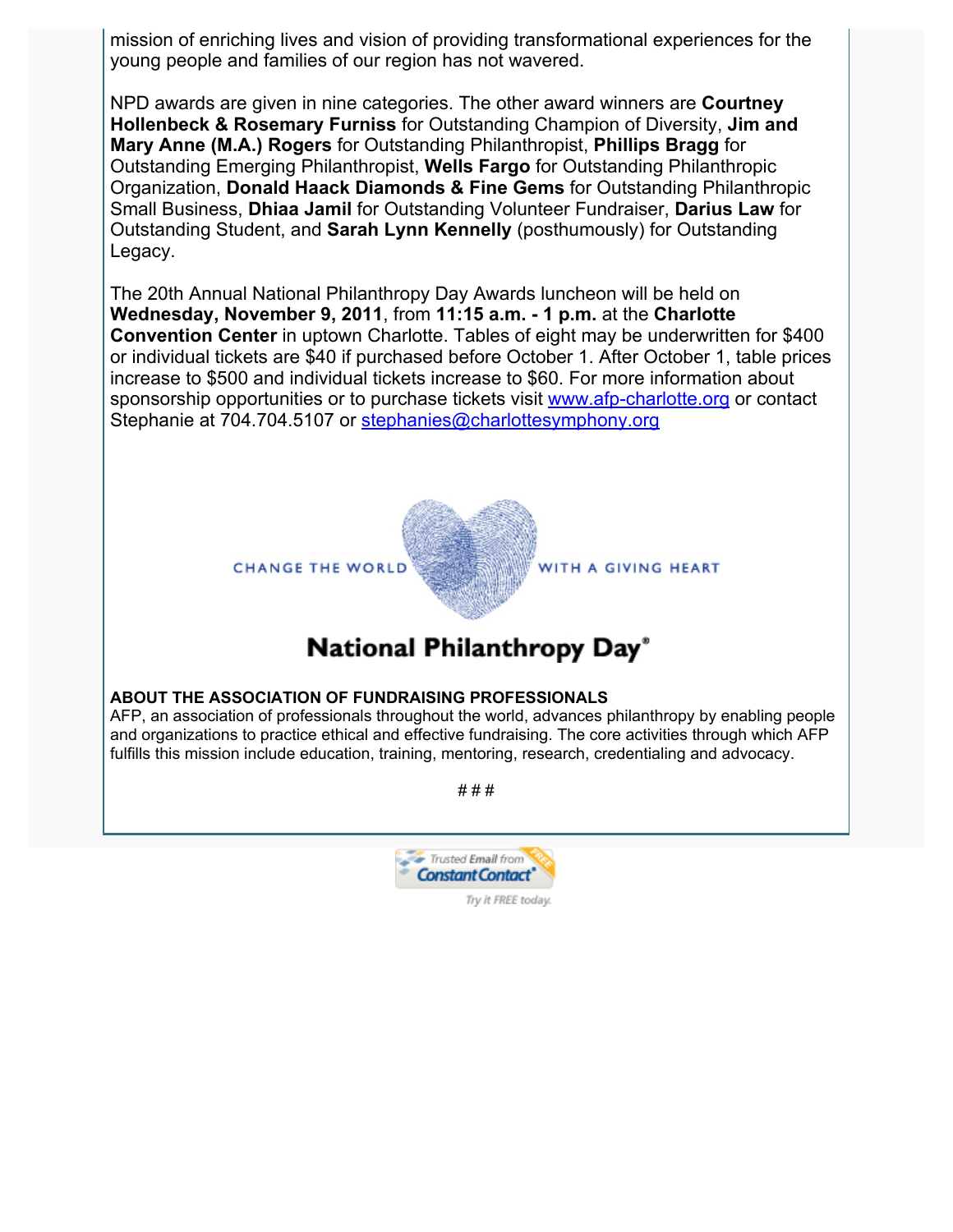mission of enriching lives and vision of providing transformational experiences for the young people and families of our region has not wavered.

NPD awards are given in nine categories. The other award winners are **Courtney Hollenbeck & Rosemary Furniss** for Outstanding Champion of Diversity, **Jim and Mary Anne (M.A.) Rogers** for Outstanding Philanthropist, **Phillips Bragg** for Outstanding Emerging Philanthropist, **Wells Fargo** for Outstanding Philanthropic Organization, **Donald Haack Diamonds & Fine Gems** for Outstanding Philanthropic Small Business, **Dhiaa Jamil** for Outstanding Volunteer Fundraiser, **Darius Law** for Outstanding Student, and **Sarah Lynn Kennelly** (posthumously) for Outstanding Legacy.

The 20th Annual National Philanthropy Day Awards luncheon will be held on **Wednesday, November 9, 2011**, from **11:15 a.m. - 1 p.m.** at the **Charlotte Convention Center** in uptown Charlotte. Tables of eight may be underwritten for $400 or individual tickets are $40 if purchased before October 1. After October 1, table prices increase to $500 and individual tickets increase to $60. For more information about sponsorship opportunities or to purchase tickets visit [www.afp-charlotte.org](http://www.afp-charlotte.org) or contact Stephanie at 704.704.5107 or [stephanies@charlottesymphony.org](mailto:stephanies@charlottesymphony.org)

CHANGE THE WORLD WITH A GIVING HEART

**National Philanthropy Day®**

**ABOUT THE ASSOCIATION OF FUNDRAISING PROFESSIONALS**
AFP, an association of professionals throughout the world, advances philanthropy by enabling people and organizations to practice ethical and effective fundraising. The core activities through which AFP fulfills this mission include education, training, mentoring, research, credentialing and advocacy.

# # #

Trusted Email from Constant Contact® FREE

Try it FREE today.